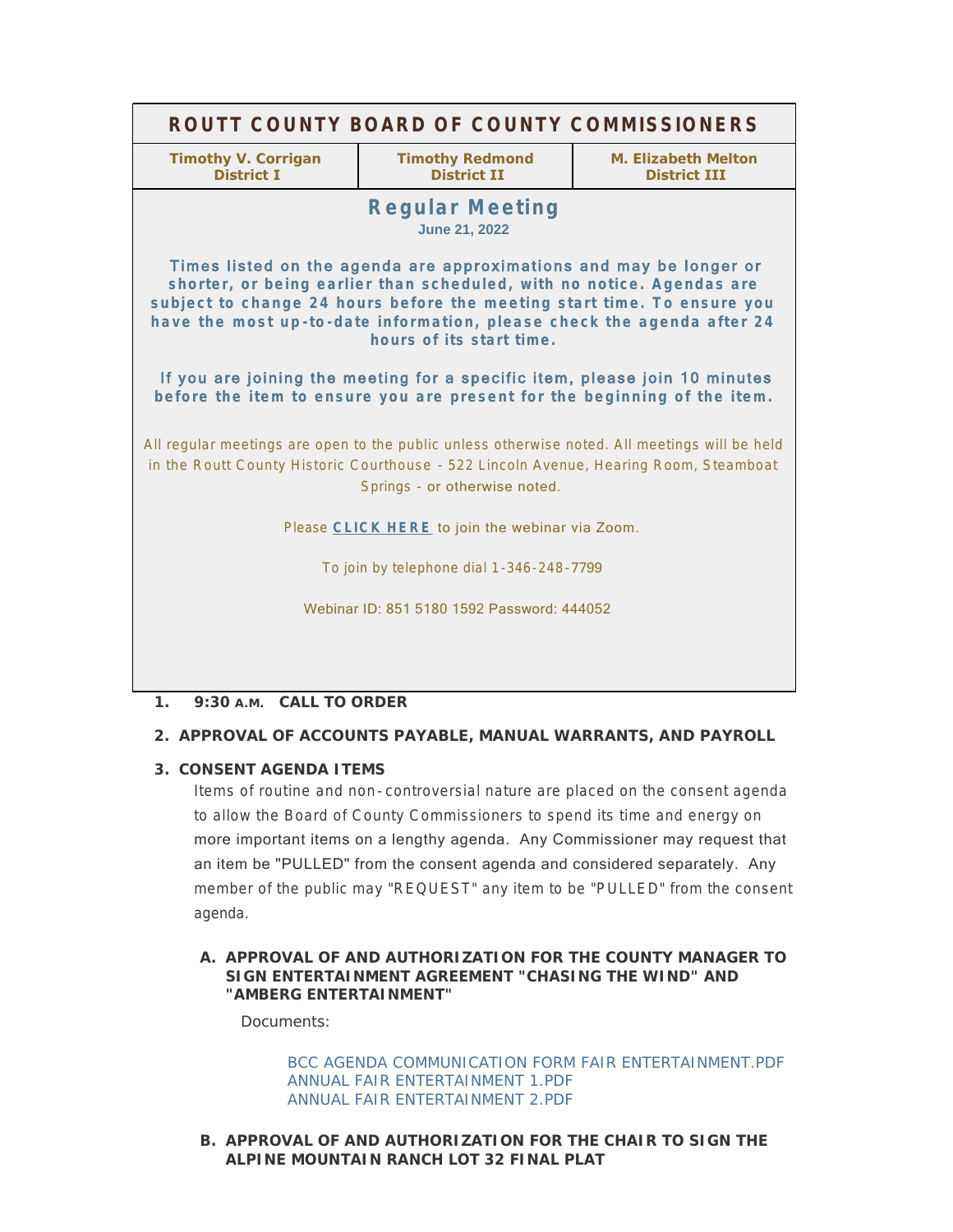# ROUTT COUNTY BOARD OF COUNTY COMMISSIONERS

| Timothy V. Corrigan<br>District I | Timothy Redmond<br>District II | M. Elizabeth Melton<br>District III |
|---|---|---|

## Regular Meeting

**June 21, 2022**

**Times listed on the agenda are approximations and may be longer or shorter, or being earlier than scheduled, with no notice. Agendas are subject to change 24 hours before the meeting start time. To ensure you have the most up-to-date information, please check the agenda after 24 hours of its start time.**

**If you are joining the meeting for a specific item, please join 10 minutes before the item to ensure you are present for the beginning of the item.**

All regular meetings are open to the public unless otherwise noted. All meetings will be held in the Routt County Historic Courthouse - 522 Lincoln Avenue, Hearing Room, Steamboat Springs - or otherwise noted.

Please **CLICK HERE** to join the webinar via Zoom.

To join by telephone dial 1-346-248-7799

Webinar ID: 851 5180 1592 Password: 444052

**1. 9:30 A.M. CALL TO ORDER**

**2. APPROVAL OF ACCOUNTS PAYABLE, MANUAL WARRANTS, AND PAYROLL**

**3. CONSENT AGENDA ITEMS**

Items of routine and non-controversial nature are placed on the consent agenda to allow the Board of County Commissioners to spend its time and energy on more important items on a lengthy agenda. Any Commissioner may request that an item be "PULLED" from the consent agenda and considered separately. Any member of the public may "REQUEST" any item to be "PULLED" from the consent agenda.

**A. APPROVAL OF AND AUTHORIZATION FOR THE COUNTY MANAGER TO SIGN ENTERTAINMENT AGREEMENT "CHASING THE WIND" AND "AMBERG ENTERTAINMENT"**

Documents:

BCC AGENDA COMMUNICATION FORM FAIR ENTERTAINMENT.PDF
ANNUAL FAIR ENTERTAINMENT 1.PDF
ANNUAL FAIR ENTERTAINMENT 2.PDF

**B. APPROVAL OF AND AUTHORIZATION FOR THE CHAIR TO SIGN THE ALPINE MOUNTAIN RANCH LOT 32 FINAL PLAT**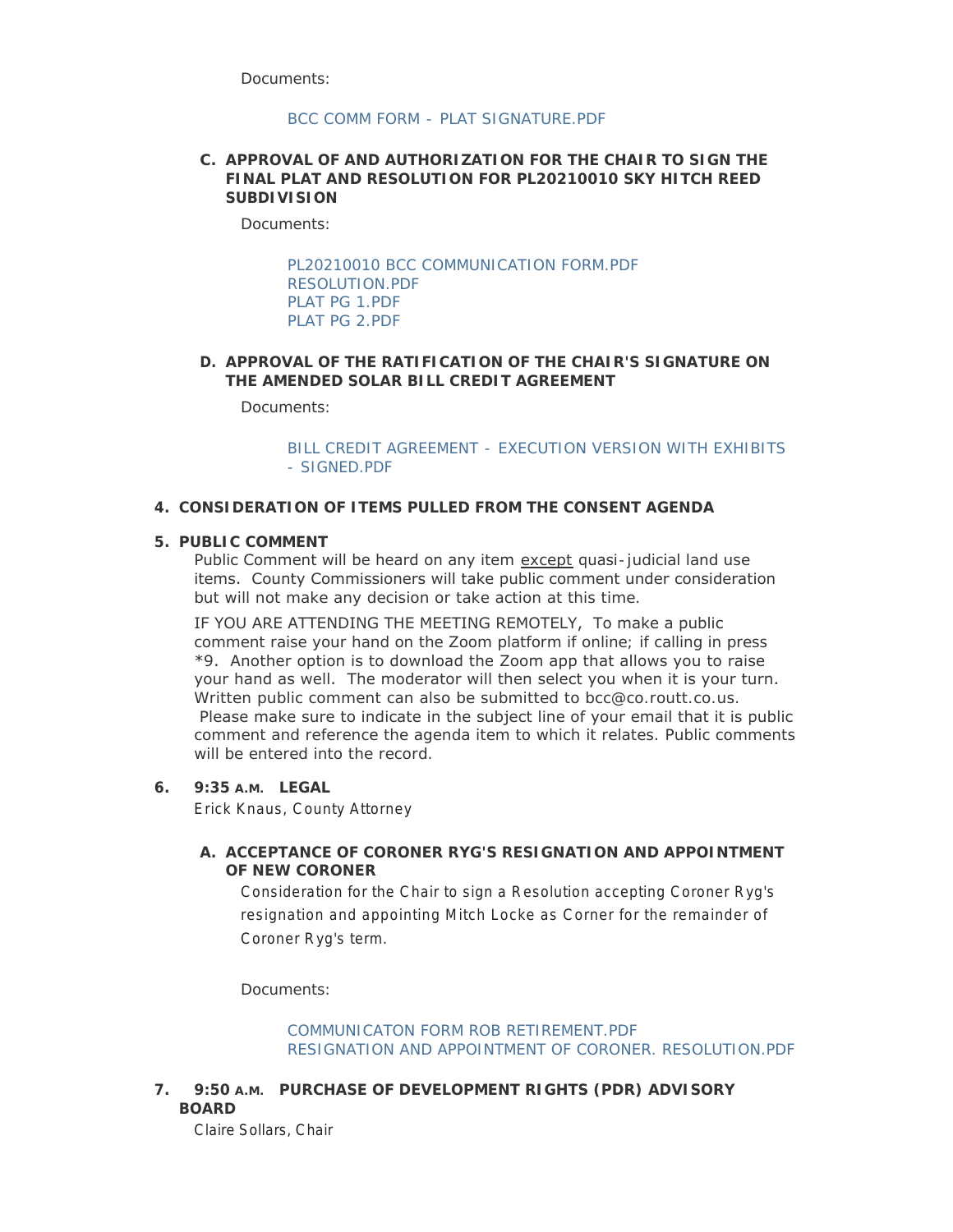Documents:

BCC COMM FORM - PLAT SIGNATURE.PDF

**C. APPROVAL OF AND AUTHORIZATION FOR THE CHAIR TO SIGN THE FINAL PLAT AND RESOLUTION FOR PL20210010 SKY HITCH REED SUBDIVISION**

Documents:

PL20210010 BCC COMMUNICATION FORM.PDF
RESOLUTION.PDF
PLAT PG 1.PDF
PLAT PG 2.PDF

**D. APPROVAL OF THE RATIFICATION OF THE CHAIR'S SIGNATURE ON THE AMENDED SOLAR BILL CREDIT AGREEMENT**

Documents:

BILL CREDIT AGREEMENT - EXECUTION VERSION WITH EXHIBITS - SIGNED.PDF

## 4. CONSIDERATION OF ITEMS PULLED FROM THE CONSENT AGENDA

## 5. PUBLIC COMMENT

Public Comment will be heard on any item <u>except</u> quasi-judicial land use items. County Commissioners will take public comment under consideration but will not make any decision or take action at this time.

IF YOU ARE ATTENDING THE MEETING REMOTELY, To make a public comment raise your hand on the Zoom platform if online; if calling in press *9. Another option is to download the Zoom app that allows you to raise your hand as well. The moderator will then select you when it is your turn. Written public comment can also be submitted to bcc@co.routt.co.us. Please make sure to indicate in the subject line of your email that it is public comment and reference the agenda item to which it relates. Public comments will be entered into the record.

## 6. 9:35 A.M. LEGAL

Erick Knaus, County Attorney

**A. ACCEPTANCE OF CORONER RYG'S RESIGNATION AND APPOINTMENT OF NEW CORONER**

Consideration for the Chair to sign a Resolution accepting Coroner Ryg's resignation and appointing Mitch Locke as Corner for the remainder of Coroner Ryg's term.

Documents:

COMMUNICATON FORM ROB RETIREMENT.PDF
RESIGNATION AND APPOINTMENT OF CORONER. RESOLUTION.PDF

## 7. 9:50 A.M. PURCHASE OF DEVELOPMENT RIGHTS (PDR) ADVISORY BOARD

Claire Sollars, Chair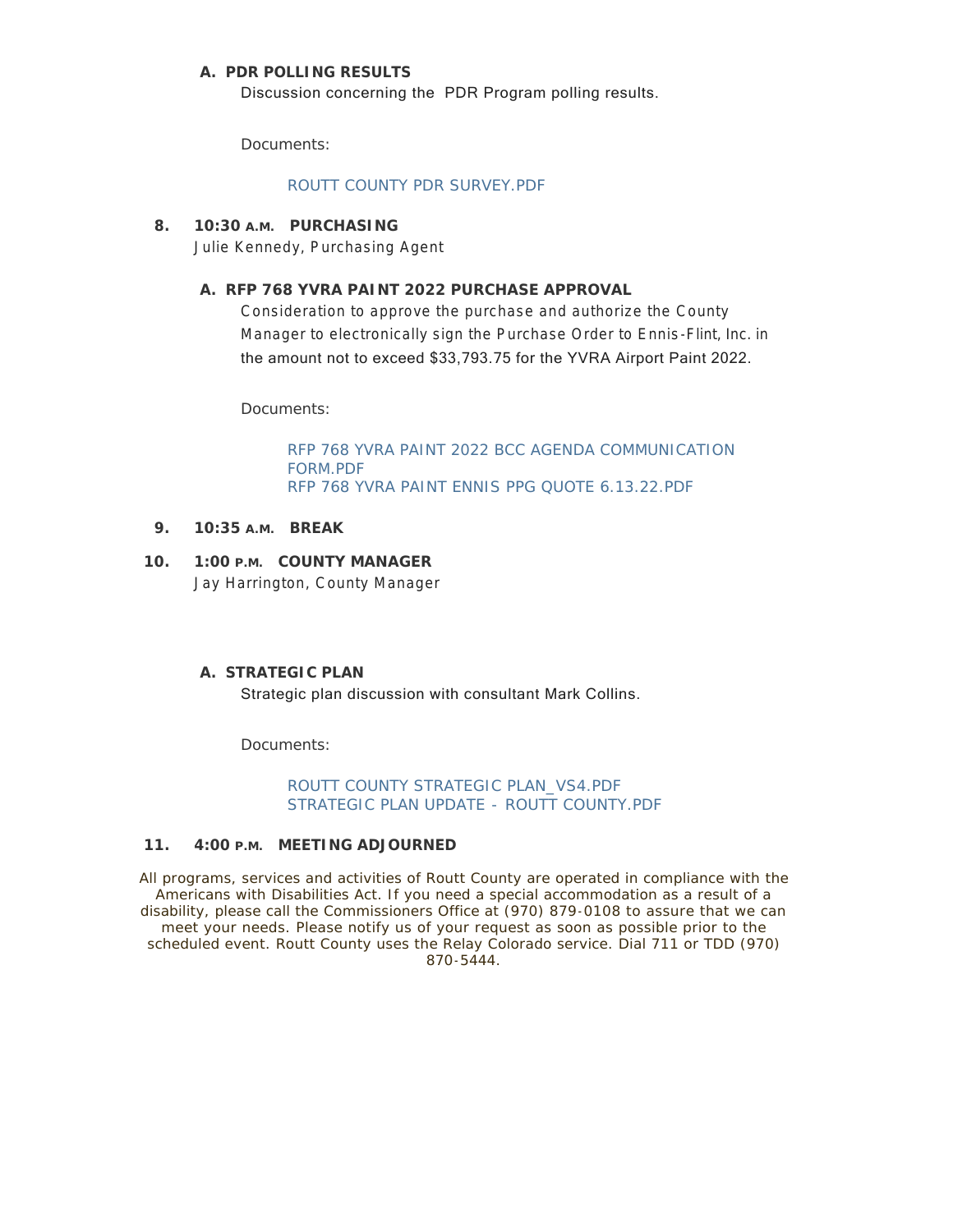### A. PDR POLLING RESULTS

Discussion concerning the PDR Program polling results.

Documents:

ROUTT COUNTY PDR SURVEY.PDF

## 8. 10:30 A.M. PURCHASING

Julie Kennedy, Purchasing Agent

### A. RFP 768 YVRA PAINT 2022 PURCHASE APPROVAL

Consideration to approve the purchase and authorize the County Manager to electronically sign the Purchase Order to Ennis-Flint, Inc. in the amount not to exceed $33,793.75 for the YVRA Airport Paint 2022.

Documents:

RFP 768 YVRA PAINT 2022 BCC AGENDA COMMUNICATION FORM.PDF
RFP 768 YVRA PAINT ENNIS PPG QUOTE 6.13.22.PDF

## 9. 10:35 A.M. BREAK

## 10. 1:00 P.M. COUNTY MANAGER

Jay Harrington, County Manager

### A. STRATEGIC PLAN

Strategic plan discussion with consultant Mark Collins.

Documents:

ROUTT COUNTY STRATEGIC PLAN_VS4.PDF
STRATEGIC PLAN UPDATE - ROUTT COUNTY.PDF

## 11. 4:00 P.M. MEETING ADJOURNED

All programs, services and activities of Routt County are operated in compliance with the Americans with Disabilities Act. If you need a special accommodation as a result of a disability, please call the Commissioners Office at (970) 879-0108 to assure that we can meet your needs. Please notify us of your request as soon as possible prior to the scheduled event. Routt County uses the Relay Colorado service. Dial 711 or TDD (970) 870-5444.